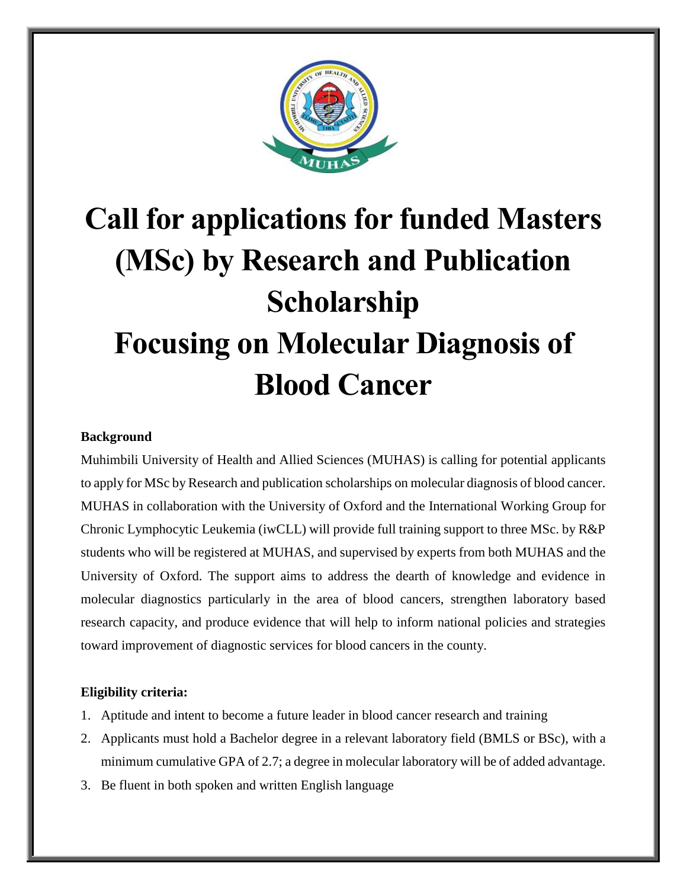# Call for applications for funded Masters (MSc) by Research and Publication Scholarship

# Focusing on Molecular Diagnosis of Blood Cancer

**Background**

Muhimbili University of Health and Allied Sciences (MUHAS) is calling for potential applicants to apply for MSc by Research and publication scholarships on molecular diagnosis of blood cancer. MUHAS in collaboration with the University of Oxford and the International Working Group for Chronic Lymphocytic Leukemia (iwCLL) will provide full training support to three MSc. by R&P students who will be registered at MUHAS, and supervised by experts from both MUHAS and the University of Oxford. The support aims to address the dearth of knowledge and evidence in molecular diagnostics particularly in the area of blood cancers, strengthen laboratory based research capacity, and produce evidence that will help to inform national policies and strategies toward improvement of diagnostic services for blood cancers in the county.

**Eligibility criteria:**

1. Aptitude and intent to become a future leader in blood cancer research and training
2. Applicants must hold a Bachelor degree in a relevant laboratory field (BMLS or BSc), with a minimum cumulative GPA of 2.7; a degree in molecular laboratory will be of added advantage.
3. Be fluent in both spoken and written English language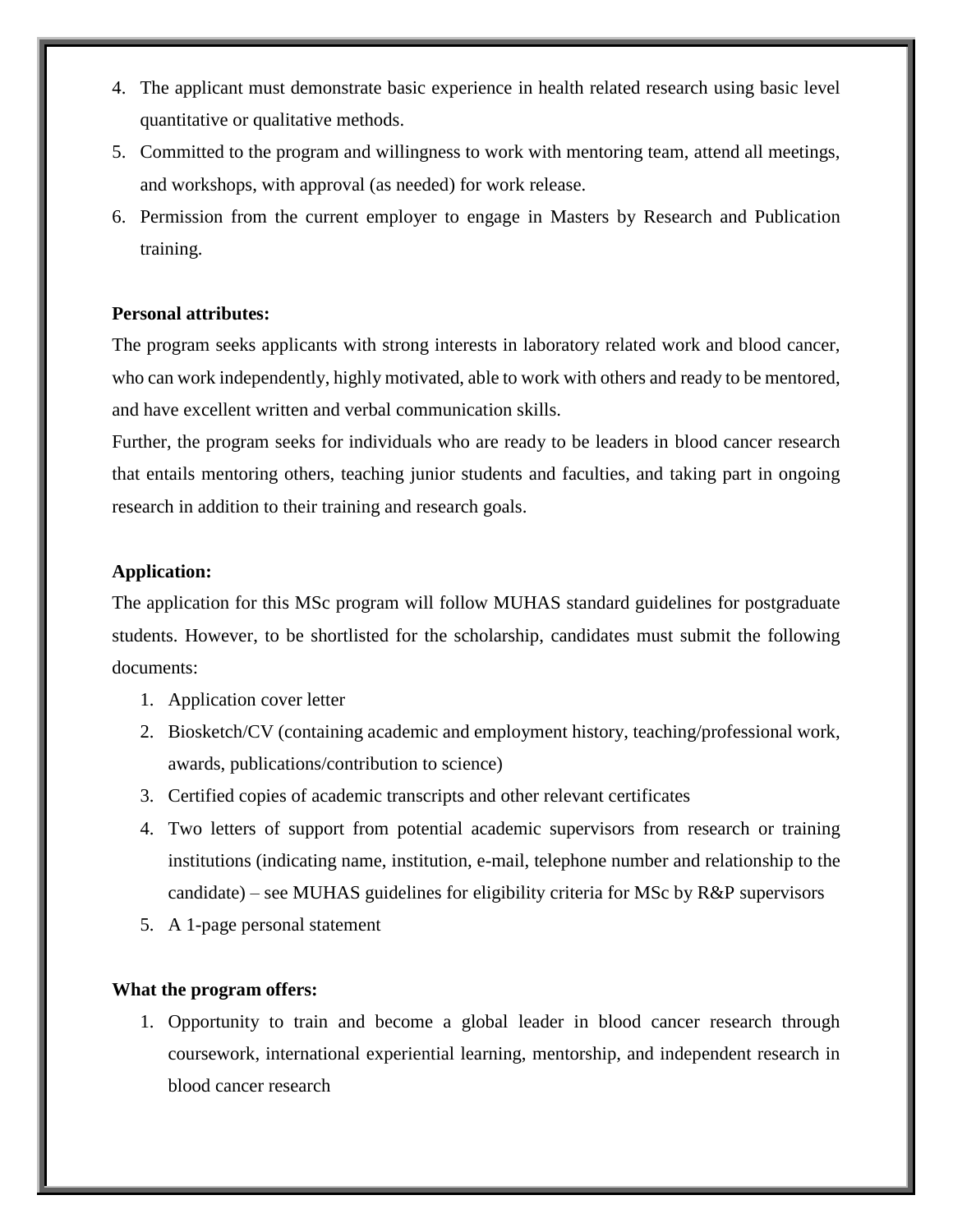4. The applicant must demonstrate basic experience in health related research using basic level quantitative or qualitative methods.
5. Committed to the program and willingness to work with mentoring team, attend all meetings, and workshops, with approval (as needed) for work release.
6. Permission from the current employer to engage in Masters by Research and Publication training.

**Personal attributes:**

The program seeks applicants with strong interests in laboratory related work and blood cancer, who can work independently, highly motivated, able to work with others and ready to be mentored, and have excellent written and verbal communication skills.

Further, the program seeks for individuals who are ready to be leaders in blood cancer research that entails mentoring others, teaching junior students and faculties, and taking part in ongoing research in addition to their training and research goals.

**Application:**

The application for this MSc program will follow MUHAS standard guidelines for postgraduate students. However, to be shortlisted for the scholarship, candidates must submit the following documents:

1. Application cover letter
2. Biosketch/CV (containing academic and employment history, teaching/professional work, awards, publications/contribution to science)
3. Certified copies of academic transcripts and other relevant certificates
4. Two letters of support from potential academic supervisors from research or training institutions (indicating name, institution, e-mail, telephone number and relationship to the candidate) – see MUHAS guidelines for eligibility criteria for MSc by R&P supervisors
5. A 1-page personal statement

**What the program offers:**

1. Opportunity to train and become a global leader in blood cancer research through coursework, international experiential learning, mentorship, and independent research in blood cancer research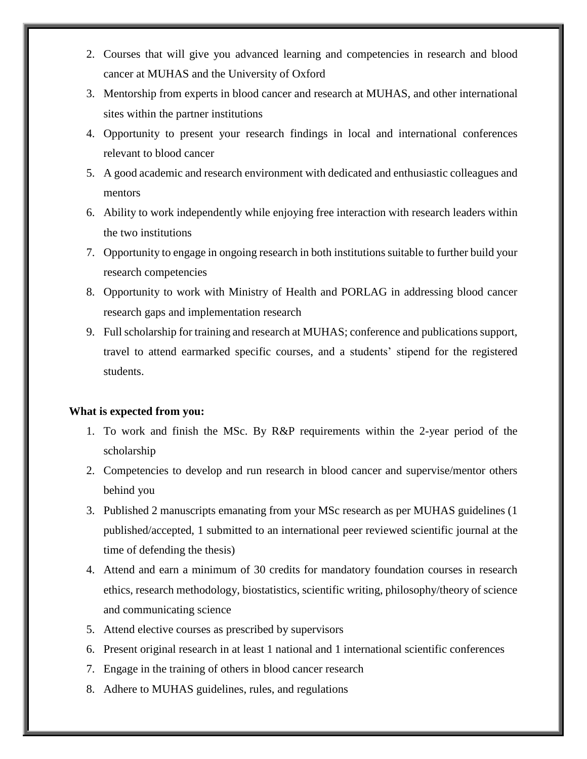2. Courses that will give you advanced learning and competencies in research and blood cancer at MUHAS and the University of Oxford
3. Mentorship from experts in blood cancer and research at MUHAS, and other international sites within the partner institutions
4. Opportunity to present your research findings in local and international conferences relevant to blood cancer
5. A good academic and research environment with dedicated and enthusiastic colleagues and mentors
6. Ability to work independently while enjoying free interaction with research leaders within the two institutions
7. Opportunity to engage in ongoing research in both institutions suitable to further build your research competencies
8. Opportunity to work with Ministry of Health and PORLAG in addressing blood cancer research gaps and implementation research
9. Full scholarship for training and research at MUHAS; conference and publications support, travel to attend earmarked specific courses, and a students' stipend for the registered students.

**What is expected from you:**

1. To work and finish the MSc. By R&P requirements within the 2-year period of the scholarship
2. Competencies to develop and run research in blood cancer and supervise/mentor others behind you
3. Published 2 manuscripts emanating from your MSc research as per MUHAS guidelines (1 published/accepted, 1 submitted to an international peer reviewed scientific journal at the time of defending the thesis)
4. Attend and earn a minimum of 30 credits for mandatory foundation courses in research ethics, research methodology, biostatistics, scientific writing, philosophy/theory of science and communicating science
5. Attend elective courses as prescribed by supervisors
6. Present original research in at least 1 national and 1 international scientific conferences
7. Engage in the training of others in blood cancer research
8. Adhere to MUHAS guidelines, rules, and regulations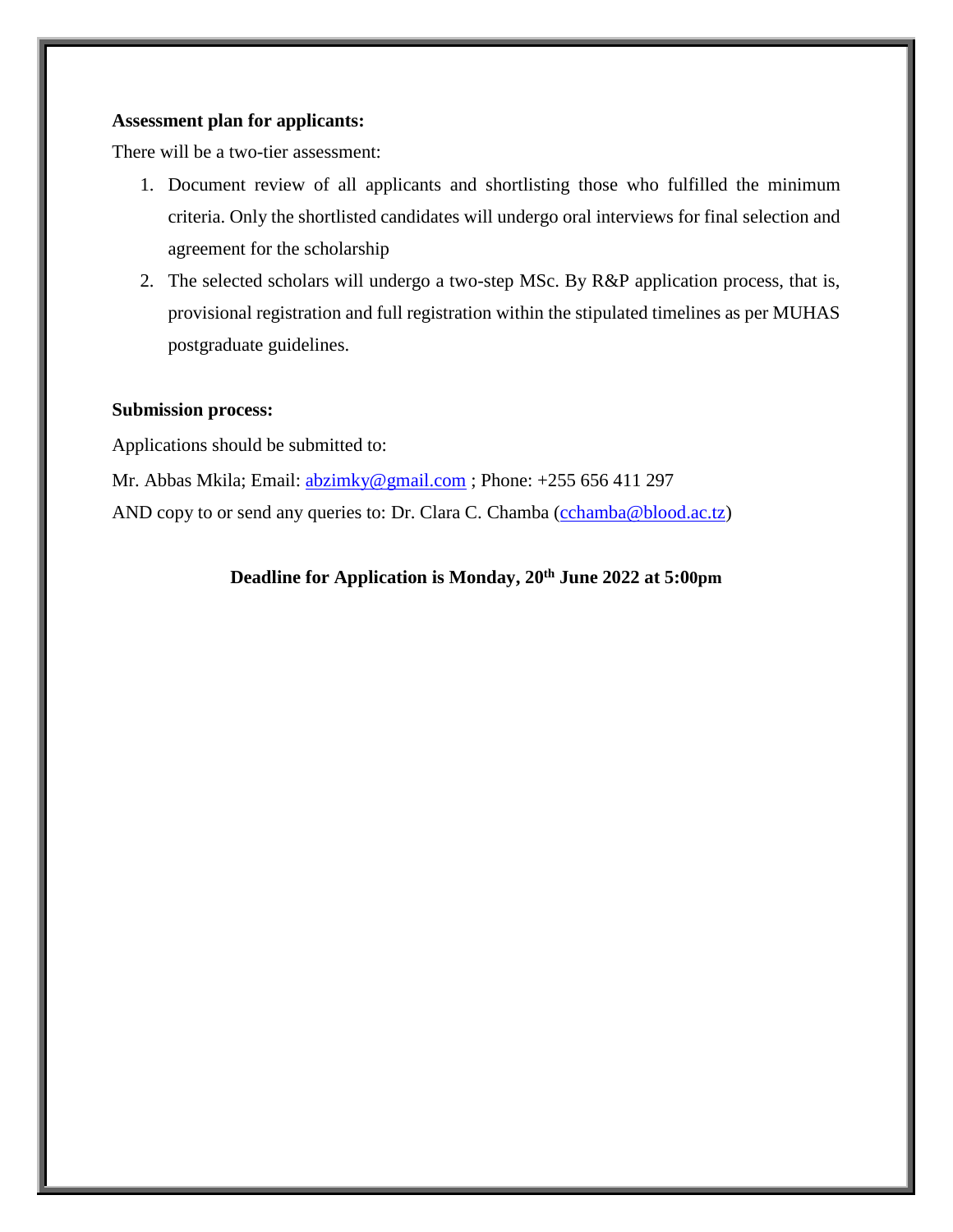**Assessment plan for applicants:**

There will be a two-tier assessment:

1. Document review of all applicants and shortlisting those who fulfilled the minimum criteria. Only the shortlisted candidates will undergo oral interviews for final selection and agreement for the scholarship
2. The selected scholars will undergo a two-step MSc. By R&P application process, that is, provisional registration and full registration within the stipulated timelines as per MUHAS postgraduate guidelines.

**Submission process:**

Applications should be submitted to:

Mr. Abbas Mkila; Email: abzimky@gmail.com ; Phone: +255 656 411 297

AND copy to or send any queries to: Dr. Clara C. Chamba (cchamba@blood.ac.tz)

**Deadline for Application is Monday, 20th June 2022 at 5:00pm**